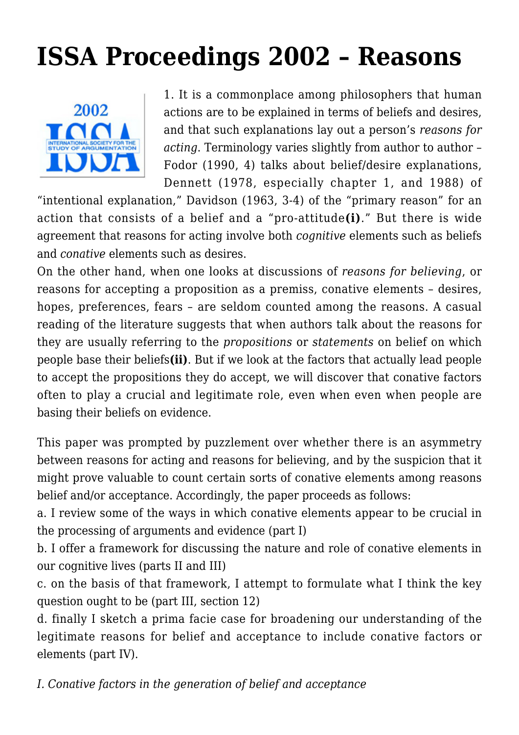# ISSA Proceedings 2002 – Reasons

1. It is a commonplace among philosophers that human actions are to be explained in terms of beliefs and desires, and that such explanations lay out a person's *reasons for acting*. Terminology varies slightly from author to author – Fodor (1990, 4) talks about belief/desire explanations, Dennett (1978, especially chapter 1, and 1988) of "intentional explanation," Davidson (1963, 3-4) of the "primary reason" for an action that consists of a belief and a "pro-attitude**(i)**." But there is wide agreement that reasons for acting involve both *cognitive* elements such as beliefs and *conative* elements such as desires.

On the other hand, when one looks at discussions of *reasons for believing*, or reasons for accepting a proposition as a premiss, conative elements – desires, hopes, preferences, fears – are seldom counted among the reasons. A casual reading of the literature suggests that when authors talk about the reasons for they are usually referring to the *propositions* or *statements* on belief on which people base their beliefs**(ii)**. But if we look at the factors that actually lead people to accept the propositions they do accept, we will discover that conative factors often to play a crucial and legitimate role, even when even when people are basing their beliefs on evidence.

This paper was prompted by puzzlement over whether there is an asymmetry between reasons for acting and reasons for believing, and by the suspicion that it might prove valuable to count certain sorts of conative elements among reasons belief and/or acceptance. Accordingly, the paper proceeds as follows:

a. I review some of the ways in which conative elements appear to be crucial in the processing of arguments and evidence (part I)

b. I offer a framework for discussing the nature and role of conative elements in our cognitive lives (parts II and III)

c. on the basis of that framework, I attempt to formulate what I think the key question ought to be (part III, section 12)

d. finally I sketch a prima facie case for broadening our understanding of the legitimate reasons for belief and acceptance to include conative factors or elements (part IV).

*I. Conative factors in the generation of belief and acceptance*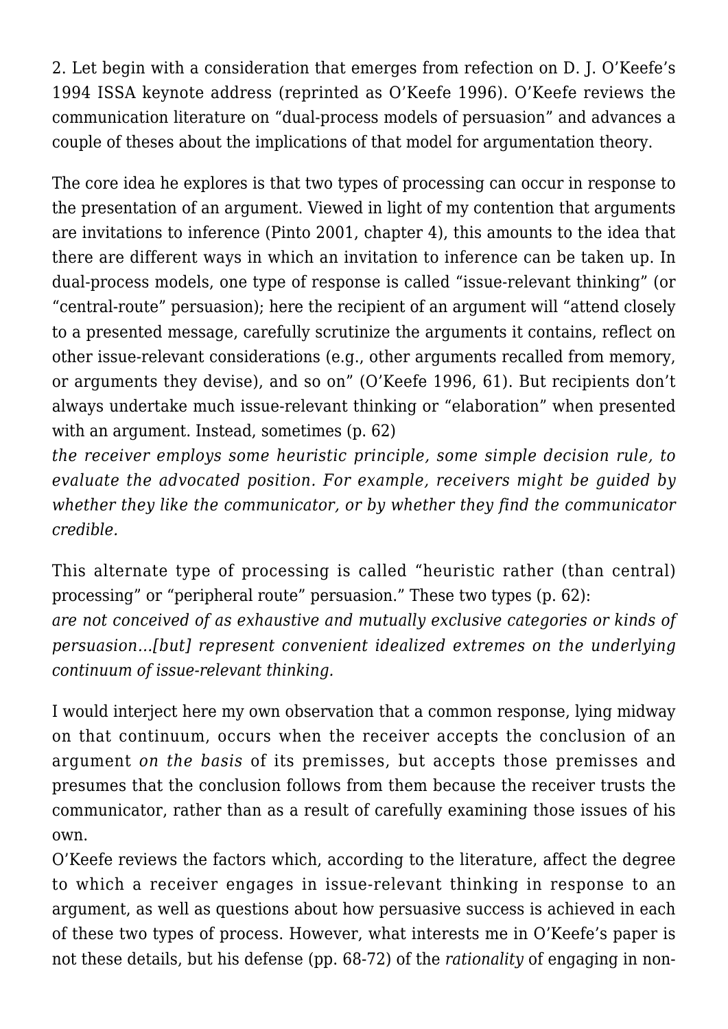2. Let begin with a consideration that emerges from refection on D. J. O'Keefe's 1994 ISSA keynote address (reprinted as O'Keefe 1996). O'Keefe reviews the communication literature on "dual-process models of persuasion" and advances a couple of theses about the implications of that model for argumentation theory.

The core idea he explores is that two types of processing can occur in response to the presentation of an argument. Viewed in light of my contention that arguments are invitations to inference (Pinto 2001, chapter 4), this amounts to the idea that there are different ways in which an invitation to inference can be taken up. In dual-process models, one type of response is called "issue-relevant thinking" (or "central-route" persuasion); here the recipient of an argument will "attend closely to a presented message, carefully scrutinize the arguments it contains, reflect on other issue-relevant considerations (e.g., other arguments recalled from memory, or arguments they devise), and so on" (O'Keefe 1996, 61). But recipients don't always undertake much issue-relevant thinking or "elaboration" when presented with an argument. Instead, sometimes (p. 62)

*the receiver employs some heuristic principle, some simple decision rule, to evaluate the advocated position. For example, receivers might be guided by whether they like the communicator, or by whether they find the communicator credible.*

This alternate type of processing is called "heuristic rather (than central) processing" or "peripheral route" persuasion." These two types (p. 62):

*are not conceived of as exhaustive and mutually exclusive categories or kinds of persuasion…[but] represent convenient idealized extremes on the underlying continuum of issue-relevant thinking.*

I would interject here my own observation that a common response, lying midway on that continuum, occurs when the receiver accepts the conclusion of an argument *on the basis* of its premisses, but accepts those premisses and presumes that the conclusion follows from them because the receiver trusts the communicator, rather than as a result of carefully examining those issues of his own.

O'Keefe reviews the factors which, according to the literature, affect the degree to which a receiver engages in issue-relevant thinking in response to an argument, as well as questions about how persuasive success is achieved in each of these two types of process. However, what interests me in O'Keefe's paper is not these details, but his defense (pp. 68-72) of the *rationality* of engaging in non-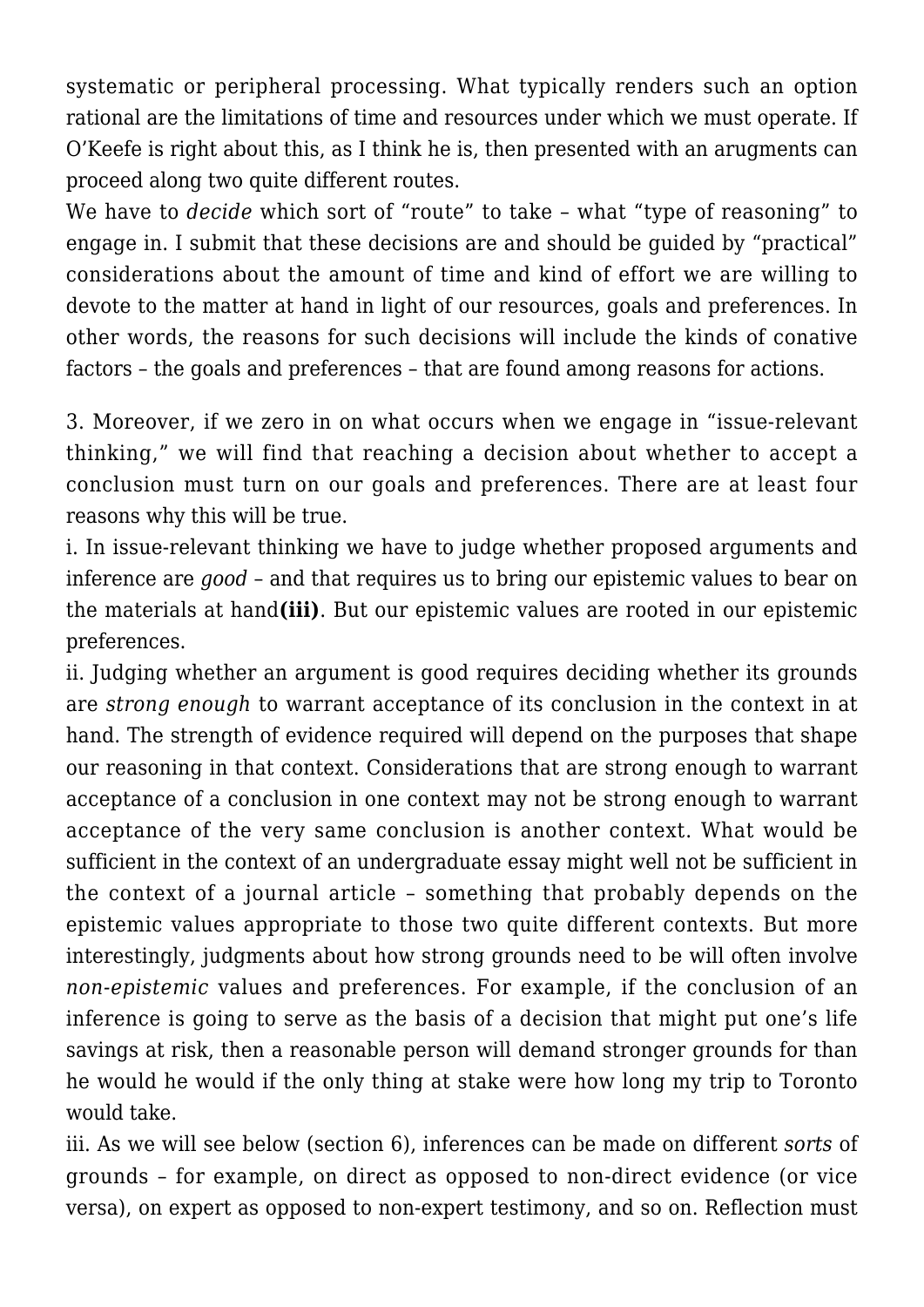systematic or peripheral processing. What typically renders such an option rational are the limitations of time and resources under which we must operate. If O'Keefe is right about this, as I think he is, then presented with an arugments can proceed along two quite different routes.

We have to *decide* which sort of "route" to take – what "type of reasoning" to engage in. I submit that these decisions are and should be guided by "practical" considerations about the amount of time and kind of effort we are willing to devote to the matter at hand in light of our resources, goals and preferences. In other words, the reasons for such decisions will include the kinds of conative factors – the goals and preferences – that are found among reasons for actions.

3. Moreover, if we zero in on what occurs when we engage in "issue-relevant thinking," we will find that reaching a decision about whether to accept a conclusion must turn on our goals and preferences. There are at least four reasons why this will be true.

i. In issue-relevant thinking we have to judge whether proposed arguments and inference are *good* – and that requires us to bring our epistemic values to bear on the materials at hand**(iii)**. But our epistemic values are rooted in our epistemic preferences.

ii. Judging whether an argument is good requires deciding whether its grounds are *strong enough* to warrant acceptance of its conclusion in the context in at hand. The strength of evidence required will depend on the purposes that shape our reasoning in that context. Considerations that are strong enough to warrant acceptance of a conclusion in one context may not be strong enough to warrant acceptance of the very same conclusion is another context. What would be sufficient in the context of an undergraduate essay might well not be sufficient in the context of a journal article – something that probably depends on the epistemic values appropriate to those two quite different contexts. But more interestingly, judgments about how strong grounds need to be will often involve *non-epistemic* values and preferences. For example, if the conclusion of an inference is going to serve as the basis of a decision that might put one's life savings at risk, then a reasonable person will demand stronger grounds for than he would he would if the only thing at stake were how long my trip to Toronto would take.

iii. As we will see below (section 6), inferences can be made on different *sorts* of grounds – for example, on direct as opposed to non-direct evidence (or vice versa), on expert as opposed to non-expert testimony, and so on. Reflection must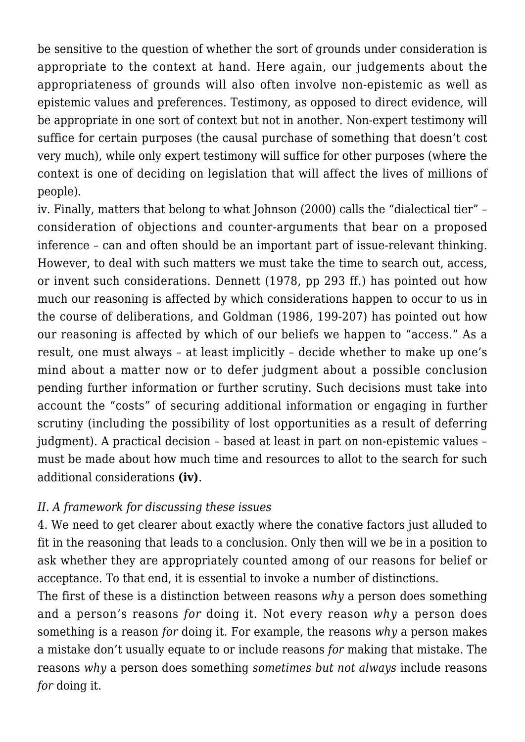be sensitive to the question of whether the sort of grounds under consideration is appropriate to the context at hand. Here again, our judgements about the appropriateness of grounds will also often involve non-epistemic as well as epistemic values and preferences. Testimony, as opposed to direct evidence, will be appropriate in one sort of context but not in another. Non-expert testimony will suffice for certain purposes (the causal purchase of something that doesn't cost very much), while only expert testimony will suffice for other purposes (where the context is one of deciding on legislation that will affect the lives of millions of people).

iv. Finally, matters that belong to what Johnson (2000) calls the "dialectical tier" – consideration of objections and counter-arguments that bear on a proposed inference – can and often should be an important part of issue-relevant thinking. However, to deal with such matters we must take the time to search out, access, or invent such considerations. Dennett (1978, pp 293 ff.) has pointed out how much our reasoning is affected by which considerations happen to occur to us in the course of deliberations, and Goldman (1986, 199-207) has pointed out how our reasoning is affected by which of our beliefs we happen to "access." As a result, one must always – at least implicitly – decide whether to make up one's mind about a matter now or to defer judgment about a possible conclusion pending further information or further scrutiny. Such decisions must take into account the "costs" of securing additional information or engaging in further scrutiny (including the possibility of lost opportunities as a result of deferring judgment). A practical decision – based at least in part on non-epistemic values – must be made about how much time and resources to allot to the search for such additional considerations **(iv)**.

## *II. A framework for discussing these issues*

4. We need to get clearer about exactly where the conative factors just alluded to fit in the reasoning that leads to a conclusion. Only then will we be in a position to ask whether they are appropriately counted among of our reasons for belief or acceptance. To that end, it is essential to invoke a number of distinctions.

The first of these is a distinction between reasons *why* a person does something and a person's reasons *for* doing it. Not every reason *why* a person does something is a reason *for* doing it. For example, the reasons *why* a person makes a mistake don't usually equate to or include reasons *for* making that mistake. The reasons *why* a person does something *sometimes but not always* include reasons *for* doing it.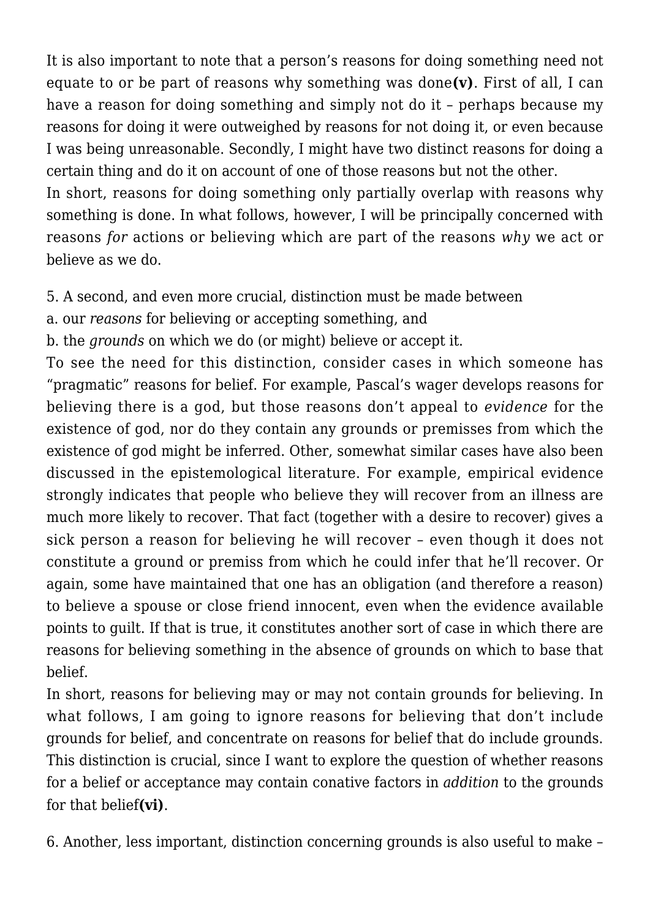It is also important to note that a person's reasons for doing something need not equate to or be part of reasons why something was done**(v)**. First of all, I can have a reason for doing something and simply not do it – perhaps because my reasons for doing it were outweighed by reasons for not doing it, or even because I was being unreasonable. Secondly, I might have two distinct reasons for doing a certain thing and do it on account of one of those reasons but not the other.
In short, reasons for doing something only partially overlap with reasons why something is done. In what follows, however, I will be principally concerned with reasons *for* actions or believing which are part of the reasons *why* we act or believe as we do.

5. A second, and even more crucial, distinction must be made between
a. our *reasons* for believing or accepting something, and
b. the *grounds* on which we do (or might) believe or accept it.
To see the need for this distinction, consider cases in which someone has "pragmatic" reasons for belief. For example, Pascal's wager develops reasons for believing there is a god, but those reasons don't appeal to *evidence* for the existence of god, nor do they contain any grounds or premisses from which the existence of god might be inferred. Other, somewhat similar cases have also been discussed in the epistemological literature. For example, empirical evidence strongly indicates that people who believe they will recover from an illness are much more likely to recover. That fact (together with a desire to recover) gives a sick person a reason for believing he will recover – even though it does not constitute a ground or premiss from which he could infer that he'll recover. Or again, some have maintained that one has an obligation (and therefore a reason) to believe a spouse or close friend innocent, even when the evidence available points to guilt. If that is true, it constitutes another sort of case in which there are reasons for believing something in the absence of grounds on which to base that belief.
In short, reasons for believing may or may not contain grounds for believing. In what follows, I am going to ignore reasons for believing that don't include grounds for belief, and concentrate on reasons for belief that do include grounds. This distinction is crucial, since I want to explore the question of whether reasons for a belief or acceptance may contain conative factors in *addition* to the grounds for that belief**(vi)**.

6. Another, less important, distinction concerning grounds is also useful to make –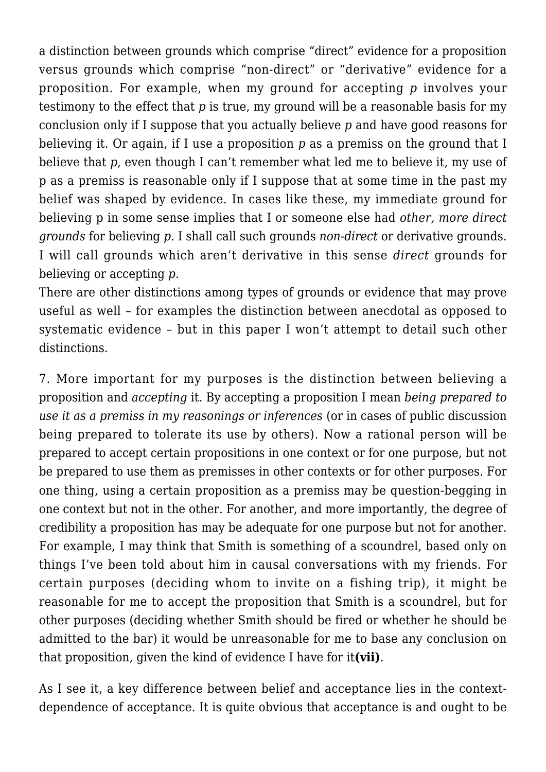a distinction between grounds which comprise "direct" evidence for a proposition versus grounds which comprise "non-direct" or "derivative" evidence for a proposition. For example, when my ground for accepting *p* involves your testimony to the effect that *p* is true, my ground will be a reasonable basis for my conclusion only if I suppose that you actually believe *p* and have good reasons for believing it. Or again, if I use a proposition *p* as a premiss on the ground that I believe that *p*, even though I can't remember what led me to believe it, my use of p as a premiss is reasonable only if I suppose that at some time in the past my belief was shaped by evidence. In cases like these, my immediate ground for believing p in some sense implies that I or someone else had *other, more direct grounds* for believing *p*. I shall call such grounds *non-direct* or derivative grounds. I will call grounds which aren't derivative in this sense *direct* grounds for believing or accepting *p.*

There are other distinctions among types of grounds or evidence that may prove useful as well – for examples the distinction between anecdotal as opposed to systematic evidence – but in this paper I won't attempt to detail such other distinctions.

7. More important for my purposes is the distinction between believing a proposition and *accepting* it. By accepting a proposition I mean *being prepared to use it as a premiss in my reasonings or inferences* (or in cases of public discussion being prepared to tolerate its use by others). Now a rational person will be prepared to accept certain propositions in one context or for one purpose, but not be prepared to use them as premisses in other contexts or for other purposes. For one thing, using a certain proposition as a premiss may be question-begging in one context but not in the other. For another, and more importantly, the degree of credibility a proposition has may be adequate for one purpose but not for another. For example, I may think that Smith is something of a scoundrel, based only on things I've been told about him in causal conversations with my friends. For certain purposes (deciding whom to invite on a fishing trip), it might be reasonable for me to accept the proposition that Smith is a scoundrel, but for other purposes (deciding whether Smith should be fired or whether he should be admitted to the bar) it would be unreasonable for me to base any conclusion on that proposition, given the kind of evidence I have for it**(vii)**.

As I see it, a key difference between belief and acceptance lies in the context-dependence of acceptance. It is quite obvious that acceptance is and ought to be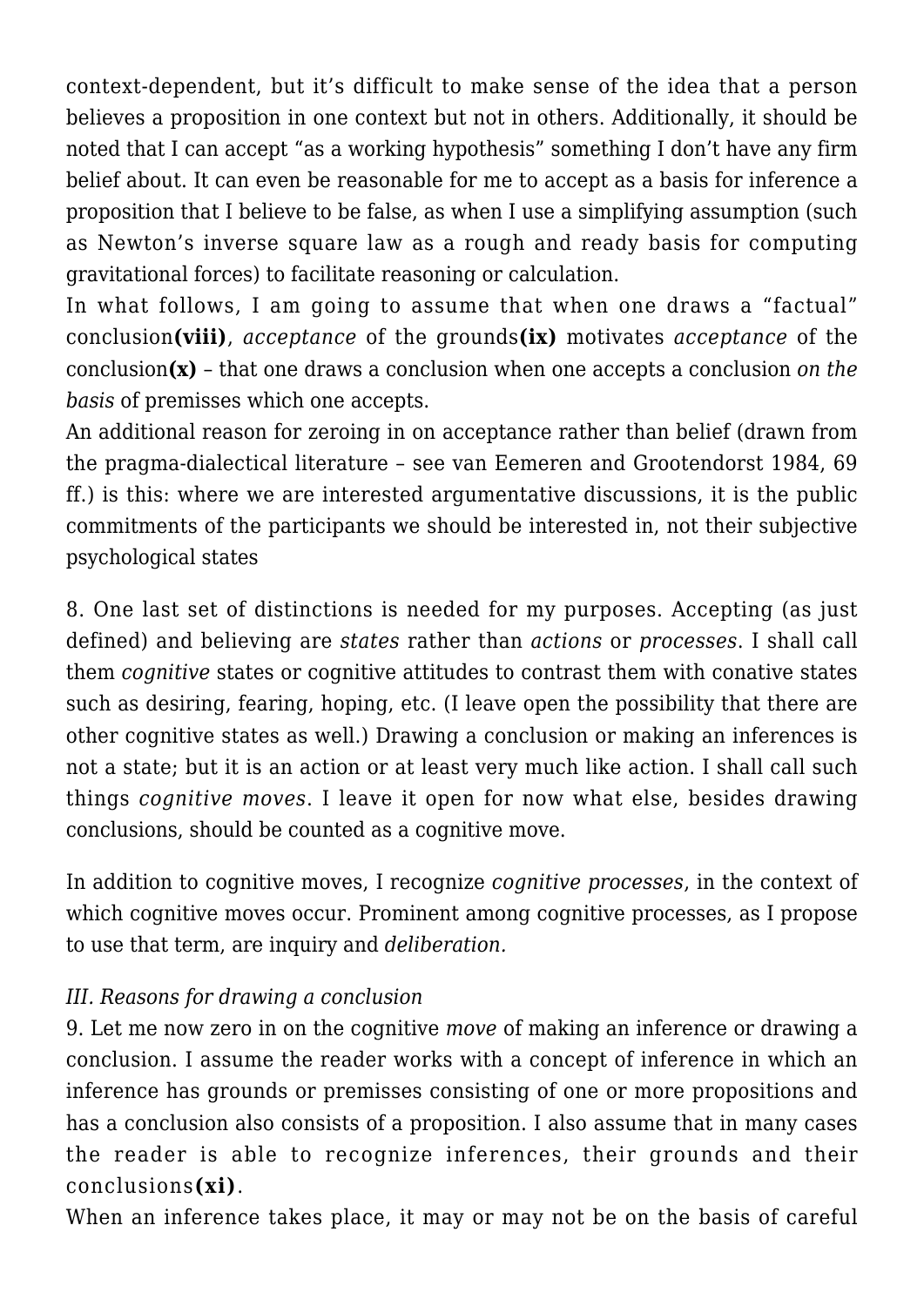context-dependent, but it's difficult to make sense of the idea that a person believes a proposition in one context but not in others. Additionally, it should be noted that I can accept "as a working hypothesis" something I don't have any firm belief about. It can even be reasonable for me to accept as a basis for inference a proposition that I believe to be false, as when I use a simplifying assumption (such as Newton's inverse square law as a rough and ready basis for computing gravitational forces) to facilitate reasoning or calculation.

In what follows, I am going to assume that when one draws a "factual" conclusion**(viii)**, *acceptance* of the grounds**(ix)** motivates *acceptance* of the conclusion**(x)** – that one draws a conclusion when one accepts a conclusion *on the basis* of premisses which one accepts.

An additional reason for zeroing in on acceptance rather than belief (drawn from the pragma-dialectical literature – see van Eemeren and Grootendorst 1984, 69 ff.) is this: where we are interested argumentative discussions, it is the public commitments of the participants we should be interested in, not their subjective psychological states

8. One last set of distinctions is needed for my purposes. Accepting (as just defined) and believing are *states* rather than *actions* or *processes*. I shall call them *cognitive* states or cognitive attitudes to contrast them with conative states such as desiring, fearing, hoping, etc. (I leave open the possibility that there are other cognitive states as well.) Drawing a conclusion or making an inferences is not a state; but it is an action or at least very much like action. I shall call such things *cognitive moves*. I leave it open for now what else, besides drawing conclusions, should be counted as a cognitive move.

In addition to cognitive moves, I recognize *cognitive processes*, in the context of which cognitive moves occur. Prominent among cognitive processes, as I propose to use that term, are inquiry and *deliberation.*

### *III. Reasons for drawing a conclusion*

9. Let me now zero in on the cognitive *move* of making an inference or drawing a conclusion. I assume the reader works with a concept of inference in which an inference has grounds or premisses consisting of one or more propositions and has a conclusion also consists of a proposition. I also assume that in many cases the reader is able to recognize inferences, their grounds and their conclusions**(xi)**.

When an inference takes place, it may or may not be on the basis of careful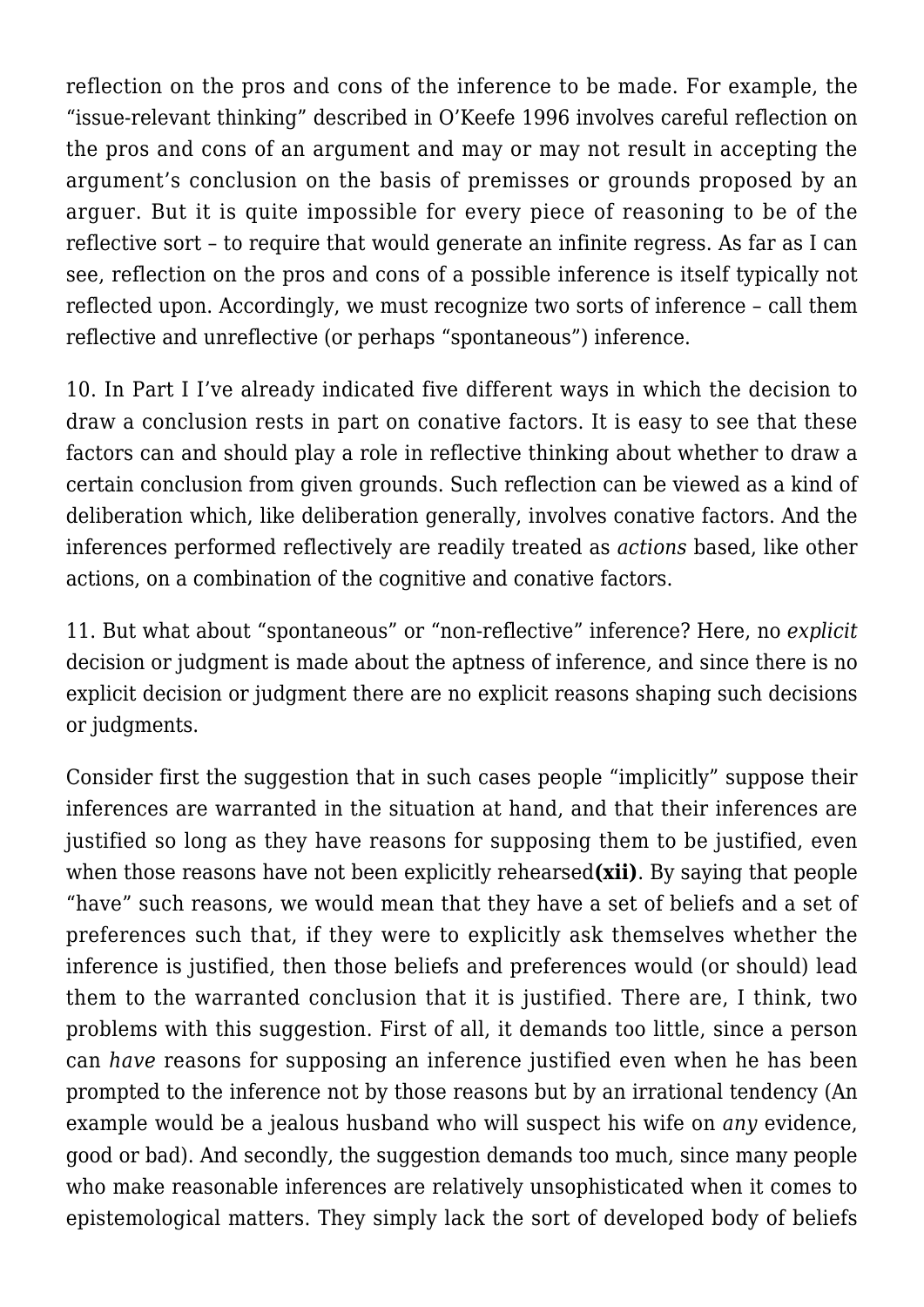reflection on the pros and cons of the inference to be made. For example, the "issue-relevant thinking" described in O'Keefe 1996 involves careful reflection on the pros and cons of an argument and may or may not result in accepting the argument's conclusion on the basis of premisses or grounds proposed by an arguer. But it is quite impossible for every piece of reasoning to be of the reflective sort – to require that would generate an infinite regress. As far as I can see, reflection on the pros and cons of a possible inference is itself typically not reflected upon. Accordingly, we must recognize two sorts of inference – call them reflective and unreflective (or perhaps "spontaneous") inference.

10. In Part I I've already indicated five different ways in which the decision to draw a conclusion rests in part on conative factors. It is easy to see that these factors can and should play a role in reflective thinking about whether to draw a certain conclusion from given grounds. Such reflection can be viewed as a kind of deliberation which, like deliberation generally, involves conative factors. And the inferences performed reflectively are readily treated as *actions* based, like other actions, on a combination of the cognitive and conative factors.

11. But what about "spontaneous" or "non-reflective" inference? Here, no *explicit* decision or judgment is made about the aptness of inference, and since there is no explicit decision or judgment there are no explicit reasons shaping such decisions or judgments.

Consider first the suggestion that in such cases people "implicitly" suppose their inferences are warranted in the situation at hand, and that their inferences are justified so long as they have reasons for supposing them to be justified, even when those reasons have not been explicitly rehearsed**(xii)**. By saying that people "have" such reasons, we would mean that they have a set of beliefs and a set of preferences such that, if they were to explicitly ask themselves whether the inference is justified, then those beliefs and preferences would (or should) lead them to the warranted conclusion that it is justified. There are, I think, two problems with this suggestion. First of all, it demands too little, since a person can *have* reasons for supposing an inference justified even when he has been prompted to the inference not by those reasons but by an irrational tendency (An example would be a jealous husband who will suspect his wife on *any* evidence, good or bad). And secondly, the suggestion demands too much, since many people who make reasonable inferences are relatively unsophisticated when it comes to epistemological matters. They simply lack the sort of developed body of beliefs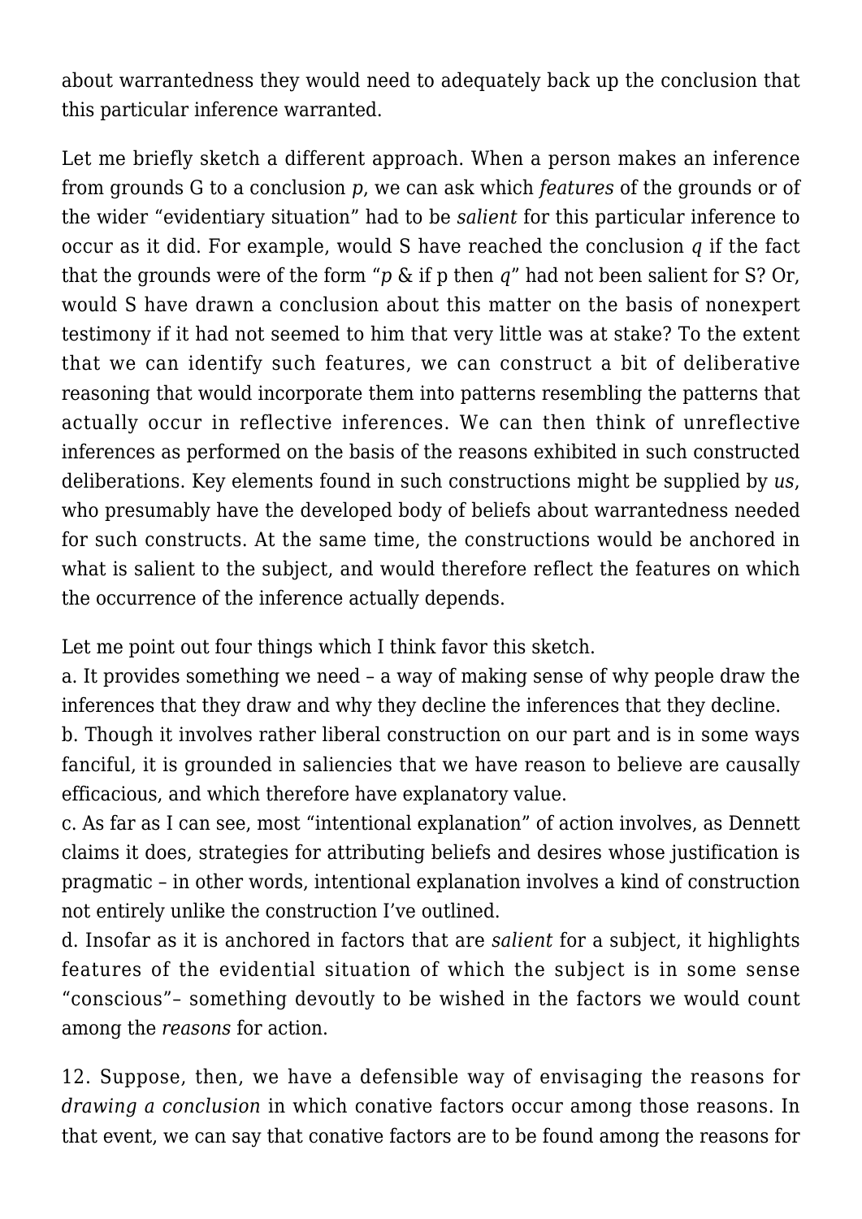about warrantedness they would need to adequately back up the conclusion that this particular inference warranted.

Let me briefly sketch a different approach. When a person makes an inference from grounds G to a conclusion *p*, we can ask which *features* of the grounds or of the wider "evidentiary situation" had to be *salient* for this particular inference to occur as it did. For example, would S have reached the conclusion *q* if the fact that the grounds were of the form "*p* & if p then *q*" had not been salient for S? Or, would S have drawn a conclusion about this matter on the basis of nonexpert testimony if it had not seemed to him that very little was at stake? To the extent that we can identify such features, we can construct a bit of deliberative reasoning that would incorporate them into patterns resembling the patterns that actually occur in reflective inferences. We can then think of unreflective inferences as performed on the basis of the reasons exhibited in such constructed deliberations. Key elements found in such constructions might be supplied by *us*, who presumably have the developed body of beliefs about warrantedness needed for such constructs. At the same time, the constructions would be anchored in what is salient to the subject, and would therefore reflect the features on which the occurrence of the inference actually depends.

Let me point out four things which I think favor this sketch.

a. It provides something we need – a way of making sense of why people draw the inferences that they draw and why they decline the inferences that they decline.

b. Though it involves rather liberal construction on our part and is in some ways fanciful, it is grounded in saliencies that we have reason to believe are causally efficacious, and which therefore have explanatory value.

c. As far as I can see, most "intentional explanation" of action involves, as Dennett claims it does, strategies for attributing beliefs and desires whose justification is pragmatic – in other words, intentional explanation involves a kind of construction not entirely unlike the construction I've outlined.

d. Insofar as it is anchored in factors that are *salient* for a subject, it highlights features of the evidential situation of which the subject is in some sense "conscious"– something devoutly to be wished in the factors we would count among the *reasons* for action.

12. Suppose, then, we have a defensible way of envisaging the reasons for *drawing a conclusion* in which conative factors occur among those reasons. In that event, we can say that conative factors are to be found among the reasons for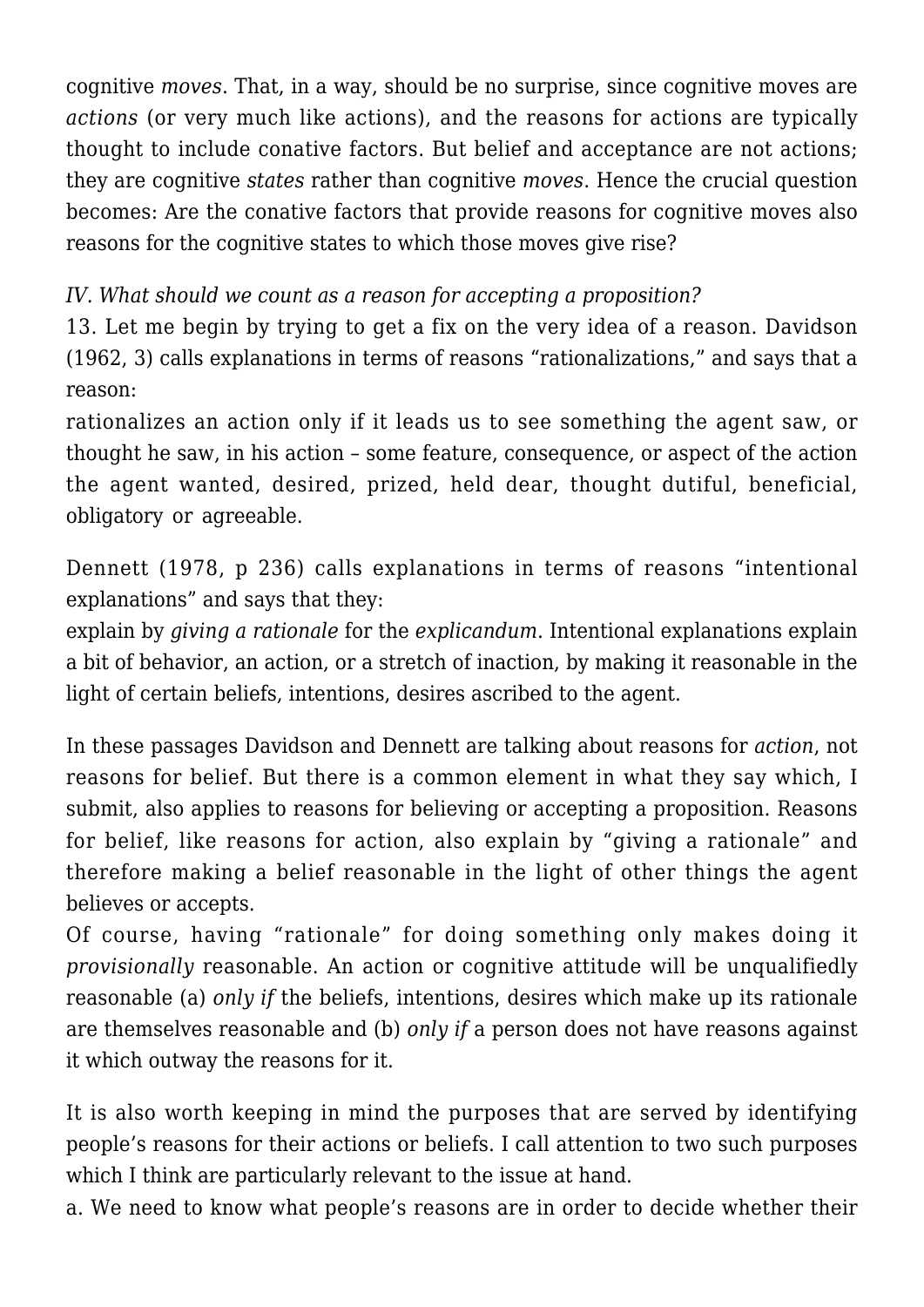cognitive *moves*. That, in a way, should be no surprise, since cognitive moves are *actions* (or very much like actions), and the reasons for actions are typically thought to include conative factors. But belief and acceptance are not actions; they are cognitive *states* rather than cognitive *moves*. Hence the crucial question becomes: Are the conative factors that provide reasons for cognitive moves also reasons for the cognitive states to which those moves give rise?

*IV. What should we count as a reason for accepting a proposition?*

13. Let me begin by trying to get a fix on the very idea of a reason. Davidson (1962, 3) calls explanations in terms of reasons "rationalizations," and says that a reason:

rationalizes an action only if it leads us to see something the agent saw, or thought he saw, in his action – some feature, consequence, or aspect of the action the agent wanted, desired, prized, held dear, thought dutiful, beneficial, obligatory or agreeable.

Dennett (1978, p 236) calls explanations in terms of reasons "intentional explanations" and says that they:

explain by *giving a rationale* for the *explicandum*. Intentional explanations explain a bit of behavior, an action, or a stretch of inaction, by making it reasonable in the light of certain beliefs, intentions, desires ascribed to the agent.

In these passages Davidson and Dennett are talking about reasons for *action*, not reasons for belief. But there is a common element in what they say which, I submit, also applies to reasons for believing or accepting a proposition. Reasons for belief, like reasons for action, also explain by "giving a rationale" and therefore making a belief reasonable in the light of other things the agent believes or accepts.

Of course, having "rationale" for doing something only makes doing it *provisionally* reasonable. An action or cognitive attitude will be unqualifiedly reasonable (a) *only if* the beliefs, intentions, desires which make up its rationale are themselves reasonable and (b) *only if* a person does not have reasons against it which outway the reasons for it.

It is also worth keeping in mind the purposes that are served by identifying people's reasons for their actions or beliefs. I call attention to two such purposes which I think are particularly relevant to the issue at hand.

a. We need to know what people's reasons are in order to decide whether their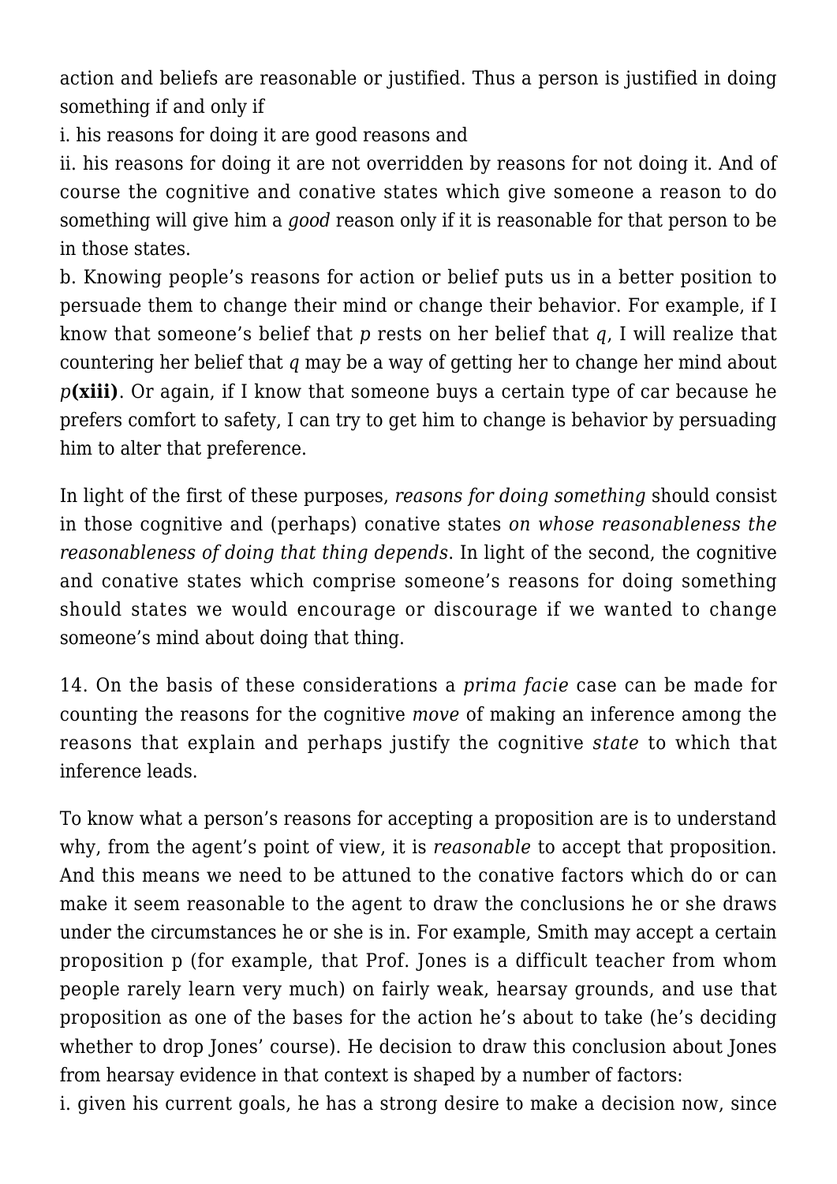action and beliefs are reasonable or justified. Thus a person is justified in doing something if and only if

i. his reasons for doing it are good reasons and

ii. his reasons for doing it are not overridden by reasons for not doing it. And of course the cognitive and conative states which give someone a reason to do something will give him a *good* reason only if it is reasonable for that person to be in those states.

b. Knowing people's reasons for action or belief puts us in a better position to persuade them to change their mind or change their behavior. For example, if I know that someone's belief that *p* rests on her belief that *q*, I will realize that countering her belief that *q* may be a way of getting her to change her mind about *p***(xiii)**. Or again, if I know that someone buys a certain type of car because he prefers comfort to safety, I can try to get him to change is behavior by persuading him to alter that preference.

In light of the first of these purposes, *reasons for doing something* should consist in those cognitive and (perhaps) conative states *on whose reasonableness the reasonableness of doing that thing depends*. In light of the second, the cognitive and conative states which comprise someone's reasons for doing something should states we would encourage or discourage if we wanted to change someone's mind about doing that thing.

14. On the basis of these considerations a *prima facie* case can be made for counting the reasons for the cognitive *move* of making an inference among the reasons that explain and perhaps justify the cognitive *state* to which that inference leads.

To know what a person's reasons for accepting a proposition are is to understand why, from the agent's point of view, it is *reasonable* to accept that proposition. And this means we need to be attuned to the conative factors which do or can make it seem reasonable to the agent to draw the conclusions he or she draws under the circumstances he or she is in. For example, Smith may accept a certain proposition p (for example, that Prof. Jones is a difficult teacher from whom people rarely learn very much) on fairly weak, hearsay grounds, and use that proposition as one of the bases for the action he's about to take (he's deciding whether to drop Jones' course). He decision to draw this conclusion about Jones from hearsay evidence in that context is shaped by a number of factors:

i. given his current goals, he has a strong desire to make a decision now, since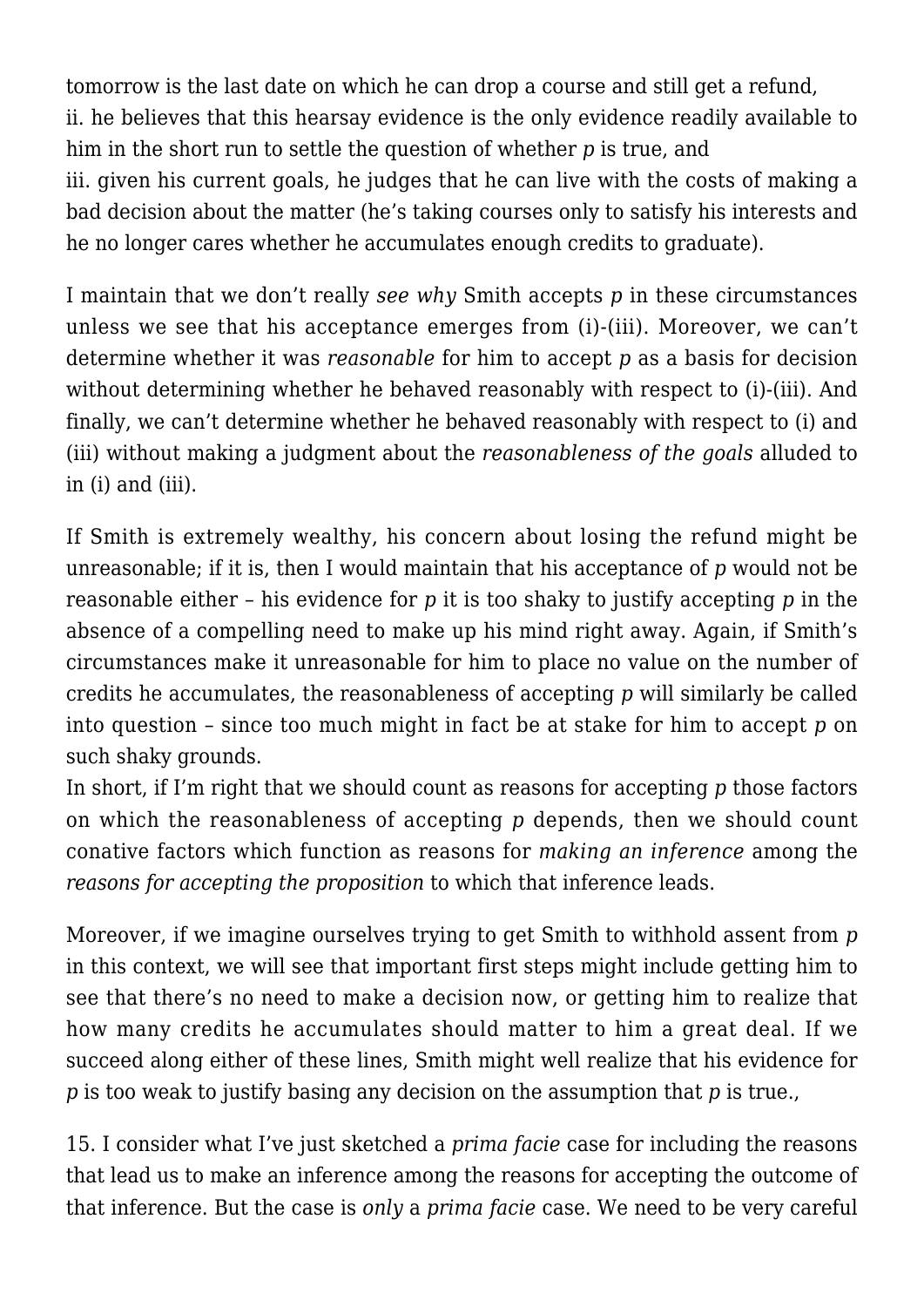tomorrow is the last date on which he can drop a course and still get a refund,
ii. he believes that this hearsay evidence is the only evidence readily available to him in the short run to settle the question of whether *p* is true, and
iii. given his current goals, he judges that he can live with the costs of making a bad decision about the matter (he's taking courses only to satisfy his interests and he no longer cares whether he accumulates enough credits to graduate).

I maintain that we don't really *see why* Smith accepts *p* in these circumstances unless we see that his acceptance emerges from (i)-(iii). Moreover, we can't determine whether it was *reasonable* for him to accept *p* as a basis for decision without determining whether he behaved reasonably with respect to (i)-(iii). And finally, we can't determine whether he behaved reasonably with respect to (i) and (iii) without making a judgment about the *reasonableness of the goals* alluded to in (i) and (iii).

If Smith is extremely wealthy, his concern about losing the refund might be unreasonable; if it is, then I would maintain that his acceptance of *p* would not be reasonable either – his evidence for *p* it is too shaky to justify accepting *p* in the absence of a compelling need to make up his mind right away. Again, if Smith's circumstances make it unreasonable for him to place no value on the number of credits he accumulates, the reasonableness of accepting *p* will similarly be called into question – since too much might in fact be at stake for him to accept *p* on such shaky grounds.
In short, if I'm right that we should count as reasons for accepting *p* those factors on which the reasonableness of accepting *p* depends, then we should count conative factors which function as reasons for *making an inference* among the *reasons for accepting the proposition* to which that inference leads.

Moreover, if we imagine ourselves trying to get Smith to withhold assent from *p* in this context, we will see that important first steps might include getting him to see that there's no need to make a decision now, or getting him to realize that how many credits he accumulates should matter to him a great deal. If we succeed along either of these lines, Smith might well realize that his evidence for *p* is too weak to justify basing any decision on the assumption that *p* is true.,

15. I consider what I've just sketched a *prima facie* case for including the reasons that lead us to make an inference among the reasons for accepting the outcome of that inference. But the case is *only* a *prima facie* case. We need to be very careful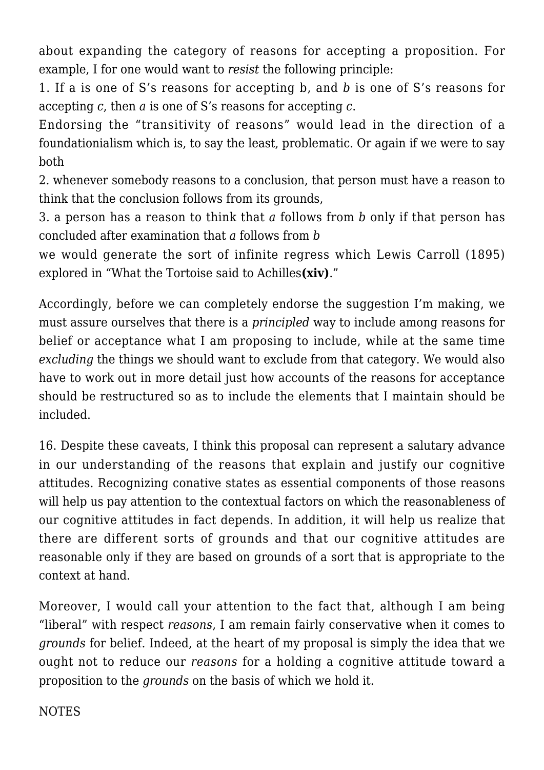about expanding the category of reasons for accepting a proposition. For example, I for one would want to *resist* the following principle:

1. If a is one of S's reasons for accepting b, and *b* is one of S's reasons for accepting *c*, then *a* is one of S's reasons for accepting *c*.

Endorsing the "transitivity of reasons" would lead in the direction of a foundationialism which is, to say the least, problematic. Or again if we were to say both

2. whenever somebody reasons to a conclusion, that person must have a reason to think that the conclusion follows from its grounds,

3. a person has a reason to think that *a* follows from *b* only if that person has concluded after examination that *a* follows from *b*

we would generate the sort of infinite regress which Lewis Carroll (1895) explored in "What the Tortoise said to Achilles**(xiv)**."

Accordingly, before we can completely endorse the suggestion I'm making, we must assure ourselves that there is a *principled* way to include among reasons for belief or acceptance what I am proposing to include, while at the same time *excluding* the things we should want to exclude from that category. We would also have to work out in more detail just how accounts of the reasons for acceptance should be restructured so as to include the elements that I maintain should be included.

16. Despite these caveats, I think this proposal can represent a salutary advance in our understanding of the reasons that explain and justify our cognitive attitudes. Recognizing conative states as essential components of those reasons will help us pay attention to the contextual factors on which the reasonableness of our cognitive attitudes in fact depends. In addition, it will help us realize that there are different sorts of grounds and that our cognitive attitudes are reasonable only if they are based on grounds of a sort that is appropriate to the context at hand.

Moreover, I would call your attention to the fact that, although I am being "liberal" with respect *reasons*, I am remain fairly conservative when it comes to *grounds* for belief. Indeed, at the heart of my proposal is simply the idea that we ought not to reduce our *reasons* for a holding a cognitive attitude toward a proposition to the *grounds* on the basis of which we hold it.

NOTES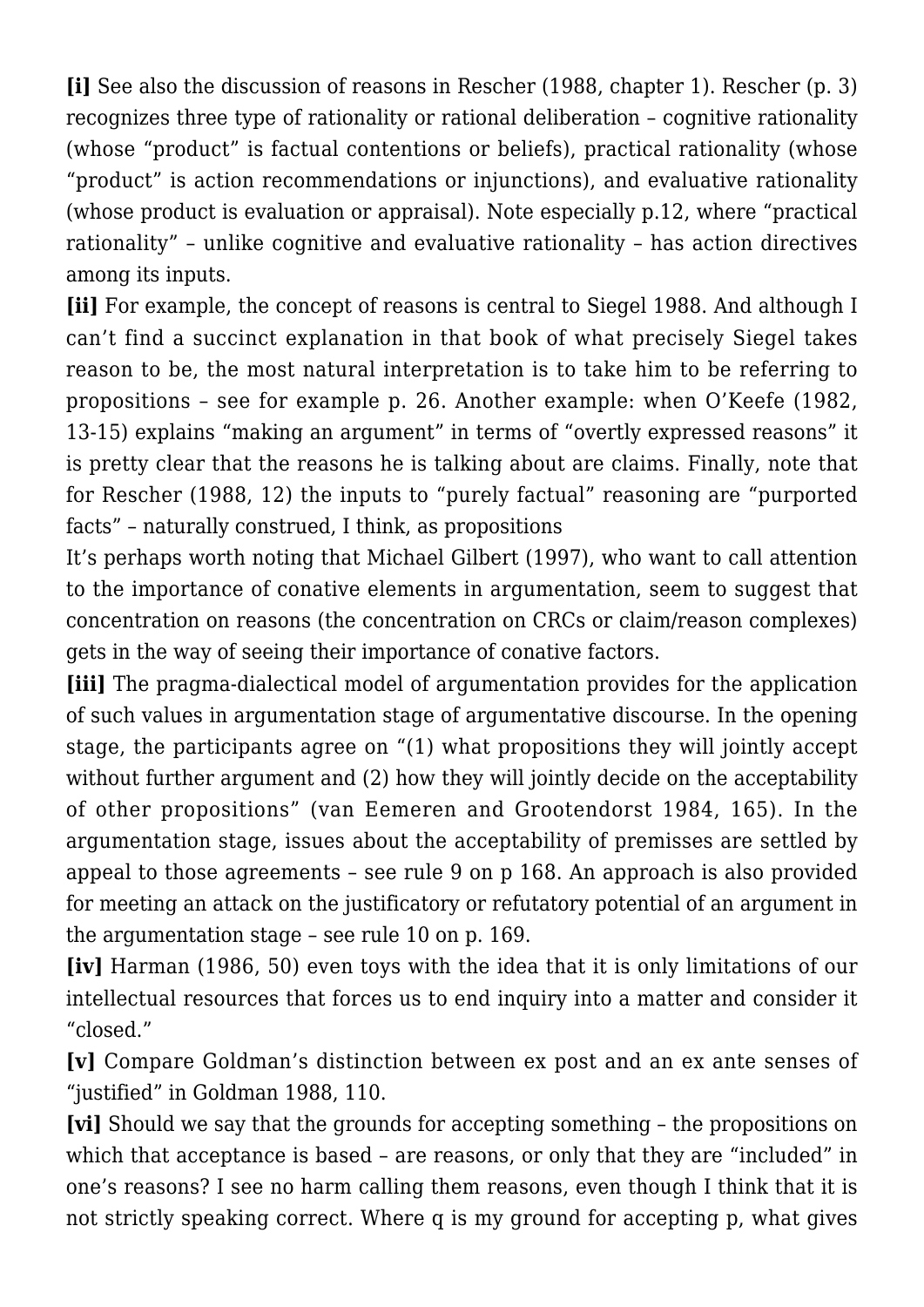**[i]** See also the discussion of reasons in Rescher (1988, chapter 1). Rescher (p. 3) recognizes three type of rationality or rational deliberation – cognitive rationality (whose "product" is factual contentions or beliefs), practical rationality (whose "product" is action recommendations or injunctions), and evaluative rationality (whose product is evaluation or appraisal). Note especially p.12, where "practical rationality" – unlike cognitive and evaluative rationality – has action directives among its inputs.

**[ii]** For example, the concept of reasons is central to Siegel 1988. And although I can't find a succinct explanation in that book of what precisely Siegel takes reason to be, the most natural interpretation is to take him to be referring to propositions – see for example p. 26. Another example: when O'Keefe (1982, 13-15) explains "making an argument" in terms of "overtly expressed reasons" it is pretty clear that the reasons he is talking about are claims. Finally, note that for Rescher (1988, 12) the inputs to "purely factual" reasoning are "purported facts" – naturally construed, I think, as propositions

It's perhaps worth noting that Michael Gilbert (1997), who want to call attention to the importance of conative elements in argumentation, seem to suggest that concentration on reasons (the concentration on CRCs or claim/reason complexes) gets in the way of seeing their importance of conative factors.

**[iii]** The pragma-dialectical model of argumentation provides for the application of such values in argumentation stage of argumentative discourse. In the opening stage, the participants agree on "(1) what propositions they will jointly accept without further argument and (2) how they will jointly decide on the acceptability of other propositions" (van Eemeren and Grootendorst 1984, 165). In the argumentation stage, issues about the acceptability of premisses are settled by appeal to those agreements – see rule 9 on p 168. An approach is also provided for meeting an attack on the justificatory or refutatory potential of an argument in the argumentation stage – see rule 10 on p. 169.

**[iv]** Harman (1986, 50) even toys with the idea that it is only limitations of our intellectual resources that forces us to end inquiry into a matter and consider it "closed."

**[v]** Compare Goldman's distinction between ex post and an ex ante senses of "justified" in Goldman 1988, 110.

**[vi]** Should we say that the grounds for accepting something – the propositions on which that acceptance is based – are reasons, or only that they are "included" in one's reasons? I see no harm calling them reasons, even though I think that it is not strictly speaking correct. Where q is my ground for accepting p, what gives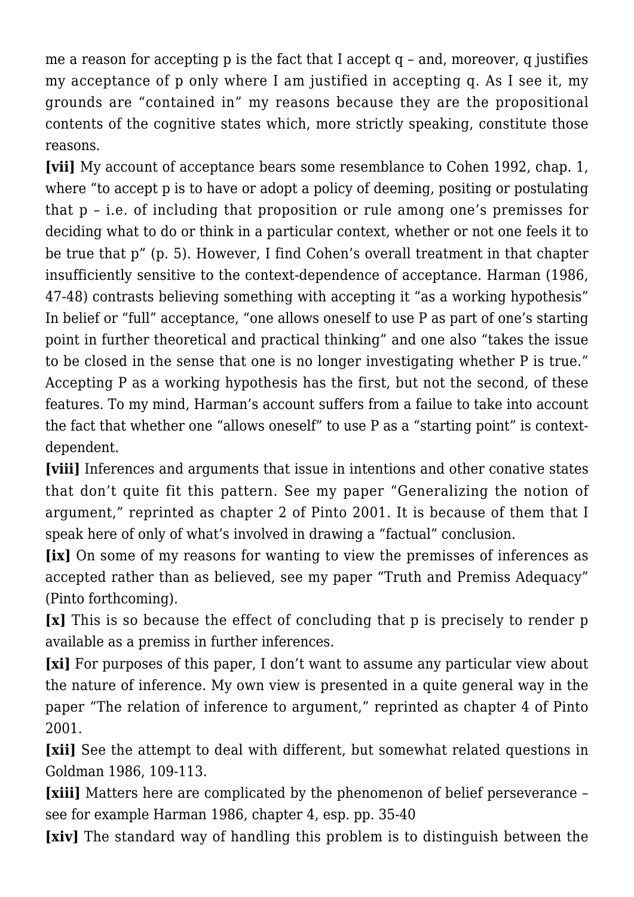me a reason for accepting p is the fact that I accept q – and, moreover, q justifies my acceptance of p only where I am justified in accepting q. As I see it, my grounds are "contained in" my reasons because they are the propositional contents of the cognitive states which, more strictly speaking, constitute those reasons.

**[vii]** My account of acceptance bears some resemblance to Cohen 1992, chap. 1, where "to accept p is to have or adopt a policy of deeming, positing or postulating that p – i.e. of including that proposition or rule among one's premisses for deciding what to do or think in a particular context, whether or not one feels it to be true that p" (p. 5). However, I find Cohen's overall treatment in that chapter insufficiently sensitive to the context-dependence of acceptance. Harman (1986, 47-48) contrasts believing something with accepting it "as a working hypothesis" In belief or "full" acceptance, "one allows oneself to use P as part of one's starting point in further theoretical and practical thinking" and one also "takes the issue to be closed in the sense that one is no longer investigating whether P is true." Accepting P as a working hypothesis has the first, but not the second, of these features. To my mind, Harman's account suffers from a failue to take into account the fact that whether one "allows oneself" to use P as a "starting point" is context-dependent.

**[viii]** Inferences and arguments that issue in intentions and other conative states that don't quite fit this pattern. See my paper "Generalizing the notion of argument," reprinted as chapter 2 of Pinto 2001. It is because of them that I speak here of only of what's involved in drawing a "factual" conclusion.

**[ix]** On some of my reasons for wanting to view the premisses of inferences as accepted rather than as believed, see my paper "Truth and Premiss Adequacy" (Pinto forthcoming).

**[x]** This is so because the effect of concluding that p is precisely to render p available as a premiss in further inferences.

**[xi]** For purposes of this paper, I don't want to assume any particular view about the nature of inference. My own view is presented in a quite general way in the paper "The relation of inference to argument," reprinted as chapter 4 of Pinto 2001.

**[xii]** See the attempt to deal with different, but somewhat related questions in Goldman 1986, 109-113.

**[xiii]** Matters here are complicated by the phenomenon of belief perseverance – see for example Harman 1986, chapter 4, esp. pp. 35-40

**[xiv]** The standard way of handling this problem is to distinguish between the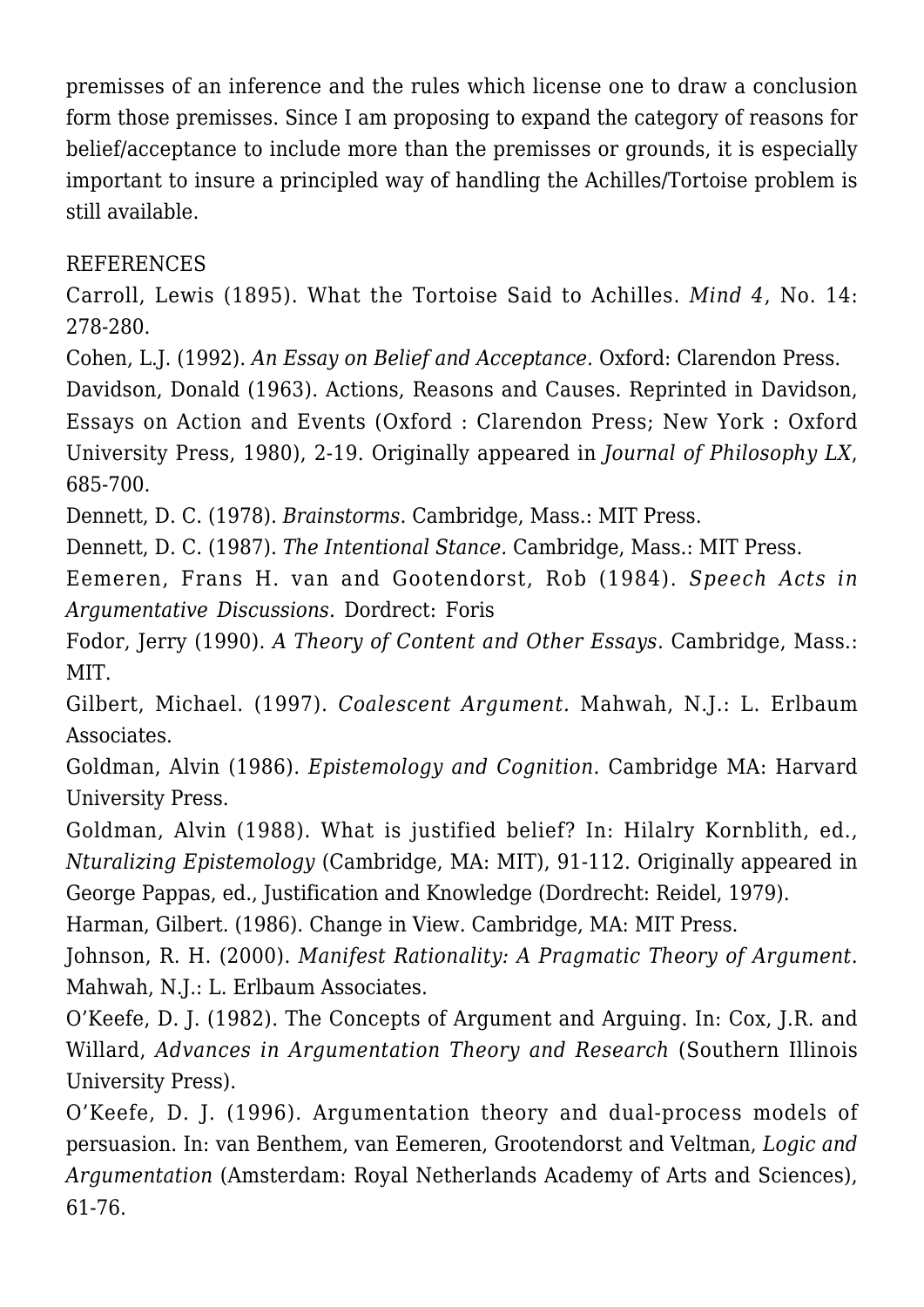premisses of an inference and the rules which license one to draw a conclusion form those premisses. Since I am proposing to expand the category of reasons for belief/acceptance to include more than the premisses or grounds, it is especially important to insure a principled way of handling the Achilles/Tortoise problem is still available.

REFERENCES

Carroll, Lewis (1895). What the Tortoise Said to Achilles. *Mind 4*, No. 14: 278-280.

Cohen, L.J. (1992). *An Essay on Belief and Acceptance.* Oxford: Clarendon Press.

Davidson, Donald (1963). Actions, Reasons and Causes. Reprinted in Davidson, Essays on Action and Events (Oxford : Clarendon Press; New York : Oxford University Press, 1980), 2-19. Originally appeared in *Journal of Philosophy LX*, 685-700.

Dennett, D. C. (1978). *Brainstorms*. Cambridge, Mass.: MIT Press.

Dennett, D. C. (1987). *The Intentional Stance.* Cambridge, Mass.: MIT Press.

Eemeren, Frans H. van and Gootendorst, Rob (1984). *Speech Acts in Argumentative Discussions*. Dordrect: Foris

Fodor, Jerry (1990). *A Theory of Content and Other Essays*. Cambridge, Mass.: MIT.

Gilbert, Michael. (1997). *Coalescent Argument.* Mahwah, N.J.: L. Erlbaum Associates.

Goldman, Alvin (1986). *Epistemology and Cognition*. Cambridge MA: Harvard University Press.

Goldman, Alvin (1988). What is justified belief? In: Hilalry Kornblith, ed., *Nturalizing Epistemology* (Cambridge, MA: MIT), 91-112. Originally appeared in George Pappas, ed., Justification and Knowledge (Dordrecht: Reidel, 1979).

Harman, Gilbert. (1986). Change in View. Cambridge, MA: MIT Press.

Johnson, R. H. (2000). *Manifest Rationality: A Pragmatic Theory of Argument*. Mahwah, N.J.: L. Erlbaum Associates.

O'Keefe, D. J. (1982). The Concepts of Argument and Arguing. In: Cox, J.R. and Willard, *Advances in Argumentation Theory and Research* (Southern Illinois University Press).

O'Keefe, D. J. (1996). Argumentation theory and dual-process models of persuasion. In: van Benthem, van Eemeren, Grootendorst and Veltman, *Logic and Argumentation* (Amsterdam: Royal Netherlands Academy of Arts and Sciences), 61-76.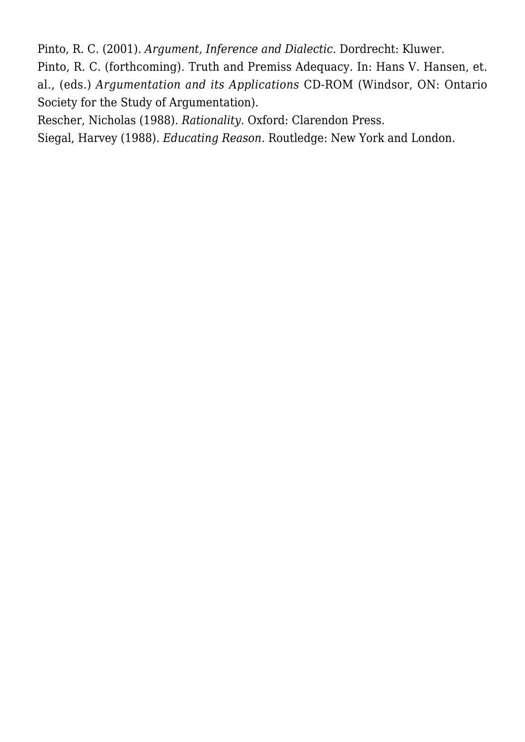Pinto, R. C. (2001). *Argument, Inference and Dialectic*. Dordrecht: Kluwer.

Pinto, R. C. (forthcoming). Truth and Premiss Adequacy. In: Hans V. Hansen, et. al., (eds.) *Argumentation and its Applications* CD-ROM (Windsor, ON: Ontario Society for the Study of Argumentation).

Rescher, Nicholas (1988). *Rationality*. Oxford: Clarendon Press.

Siegal, Harvey (1988). *Educating Reason*. Routledge: New York and London.